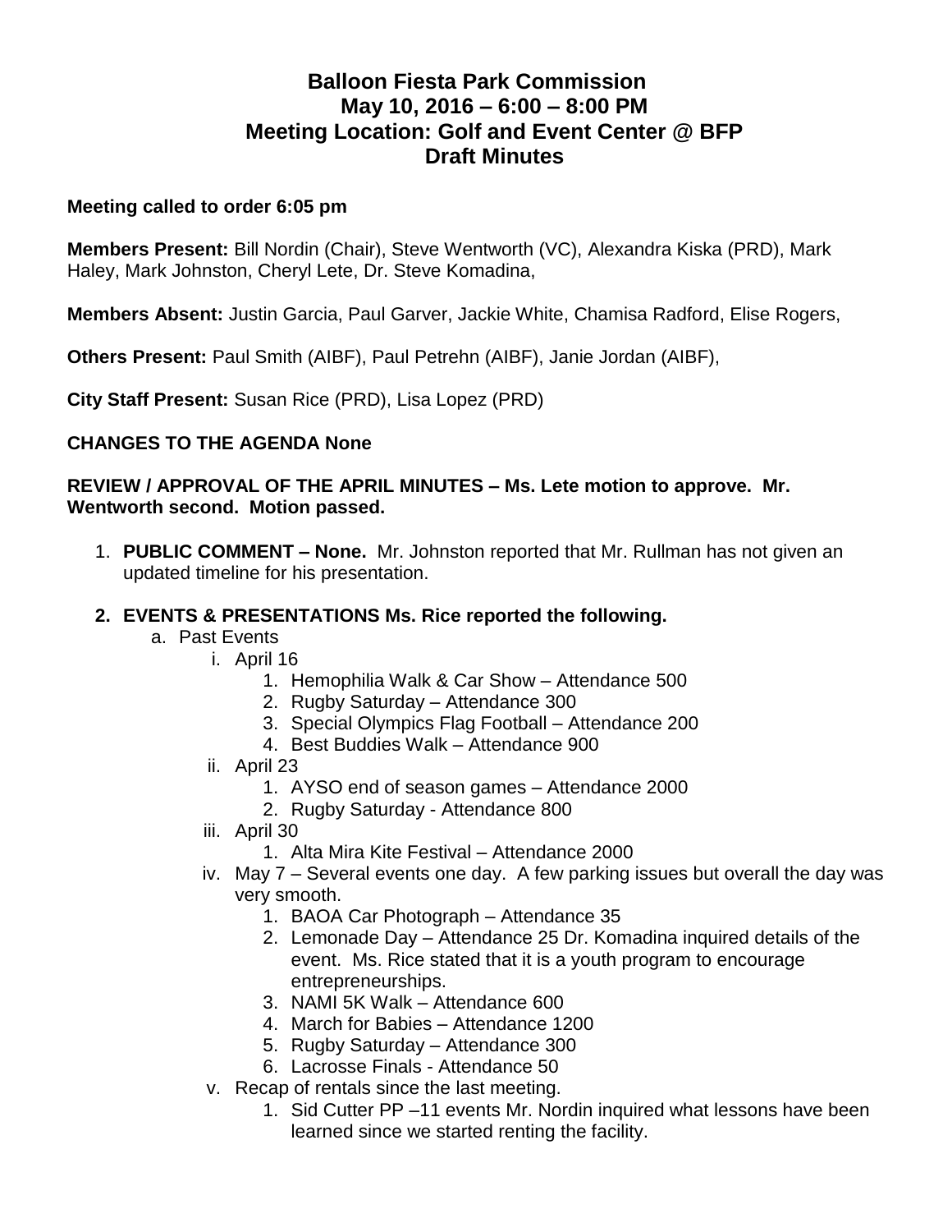# Balloon Fiesta Park Commission
## May 10, 2016 – 6:00 – 8:00 PM
## Meeting Location: Golf and Event Center @ BFP
## Draft Minutes

**Meeting called to order 6:05 pm**

**Members Present:** Bill Nordin (Chair), Steve Wentworth (VC), Alexandra Kiska (PRD), Mark Haley, Mark Johnston, Cheryl Lete, Dr. Steve Komadina,

**Members Absent:** Justin Garcia, Paul Garver, Jackie White, Chamisa Radford, Elise Rogers,

**Others Present:** Paul Smith (AIBF), Paul Petrehn (AIBF), Janie Jordan (AIBF),

**City Staff Present:** Susan Rice (PRD), Lisa Lopez (PRD)

**CHANGES TO THE AGENDA None**

**REVIEW / APPROVAL OF THE APRIL MINUTES – Ms. Lete motion to approve. Mr. Wentworth second. Motion passed.**

1. **PUBLIC COMMENT – None.** Mr. Johnston reported that Mr. Rullman has not given an updated timeline for his presentation.
2. **EVENTS & PRESENTATIONS Ms. Rice reported the following.**
    a. Past Events
        i. April 16
            1. Hemophilia Walk & Car Show – Attendance 500
            2. Rugby Saturday – Attendance 300
            3. Special Olympics Flag Football – Attendance 200
            4. Best Buddies Walk – Attendance 900
        ii. April 23
            1. AYSO end of season games – Attendance 2000
            2. Rugby Saturday - Attendance 800
        iii. April 30
            1. Alta Mira Kite Festival – Attendance 2000
        iv. May 7 – Several events one day. A few parking issues but overall the day was very smooth.
            1. BAOA Car Photograph – Attendance 35
            2. Lemonade Day – Attendance 25 Dr. Komadina inquired details of the event. Ms. Rice stated that it is a youth program to encourage entrepreneurships.
            3. NAMI 5K Walk – Attendance 600
            4. March for Babies – Attendance 1200
            5. Rugby Saturday – Attendance 300
            6. Lacrosse Finals - Attendance 50
        v. Recap of rentals since the last meeting.
            1. Sid Cutter PP –11 events Mr. Nordin inquired what lessons have been learned since we started renting the facility.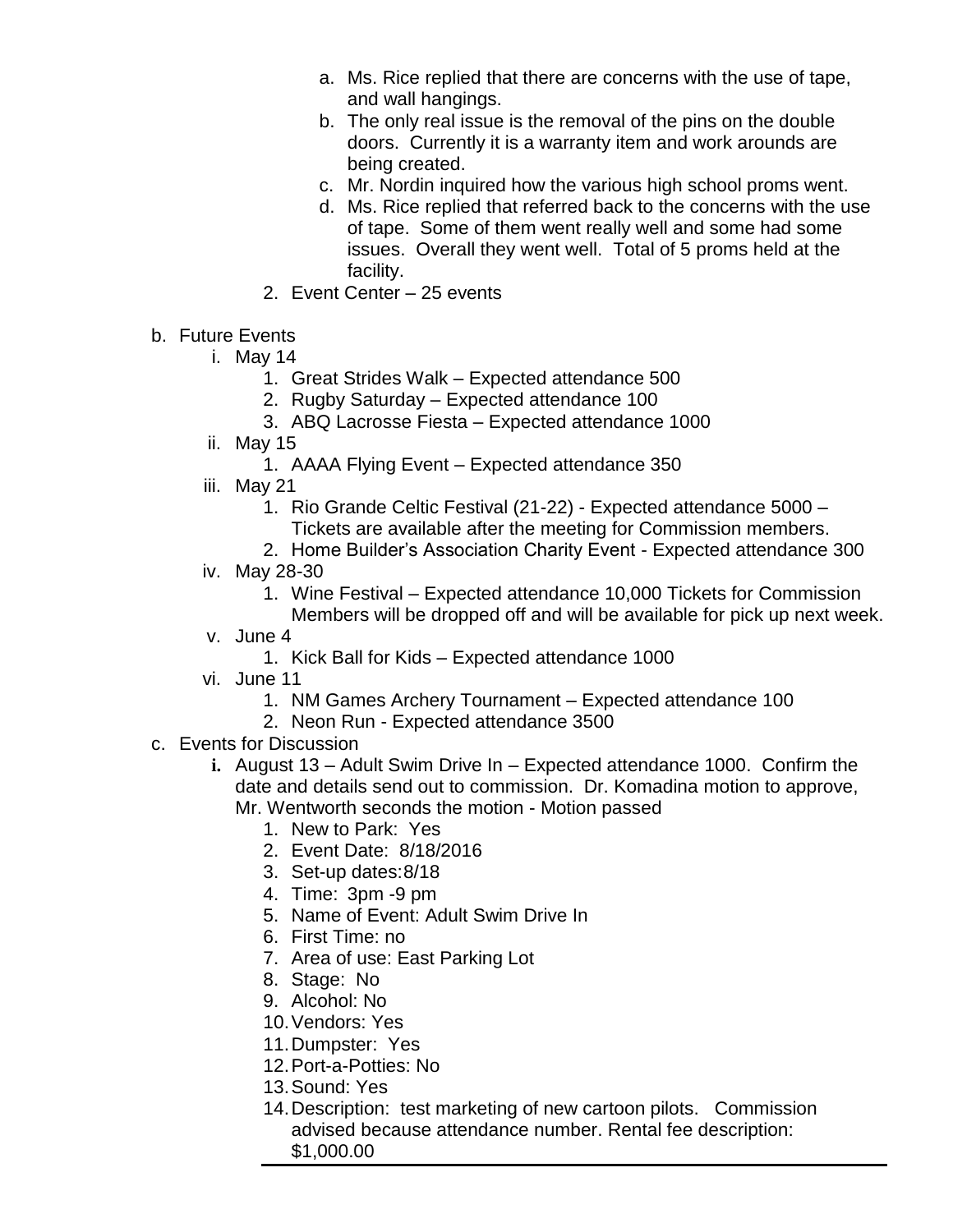a. Ms. Rice replied that there are concerns with the use of tape, and wall hangings.
b. The only real issue is the removal of the pins on the double doors. Currently it is a warranty item and work arounds are being created.
c. Mr. Nordin inquired how the various high school proms went.
d. Ms. Rice replied that referred back to the concerns with the use of tape. Some of them went really well and some had some issues. Overall they went well. Total of 5 proms held at the facility.

2. Event Center – 25 events

b. Future Events
   - i. May 14
     1. Great Strides Walk – Expected attendance 500
     2. Rugby Saturday – Expected attendance 100
     3. ABQ Lacrosse Fiesta – Expected attendance 1000
   - ii. May 15
     1. AAAA Flying Event – Expected attendance 350
   - iii. May 21
     1. Rio Grande Celtic Festival (21-22) - Expected attendance 5000 – Tickets are available after the meeting for Commission members.
     2. Home Builder's Association Charity Event - Expected attendance 300
   - iv. May 28-30
     1. Wine Festival – Expected attendance 10,000 Tickets for Commission Members will be dropped off and will be available for pick up next week.
   - v. June 4
     1. Kick Ball for Kids – Expected attendance 1000
   - vi. June 11
     1. NM Games Archery Tournament – Expected attendance 100
     2. Neon Run - Expected attendance 3500

c. Events for Discussion
   - **i.** August 13 – Adult Swim Drive In – Expected attendance 1000. Confirm the date and details send out to commission. Dr. Komadina motion to approve, Mr. Wentworth seconds the motion - Motion passed
     1. New to Park: Yes
     2. Event Date: 8/18/2016
     3. Set-up dates:8/18
     4. Time: 3pm -9 pm
     5. Name of Event: Adult Swim Drive In
     6. First Time: no
     7. Area of use: East Parking Lot
     8. Stage: No
     9. Alcohol: No
     10. Vendors: Yes
     11. Dumpster: Yes
     12. Port-a-Potties: No
     13. Sound: Yes
     14. Description: test marketing of new cartoon pilots. Commission advised because attendance number. Rental fee description: $1,000.00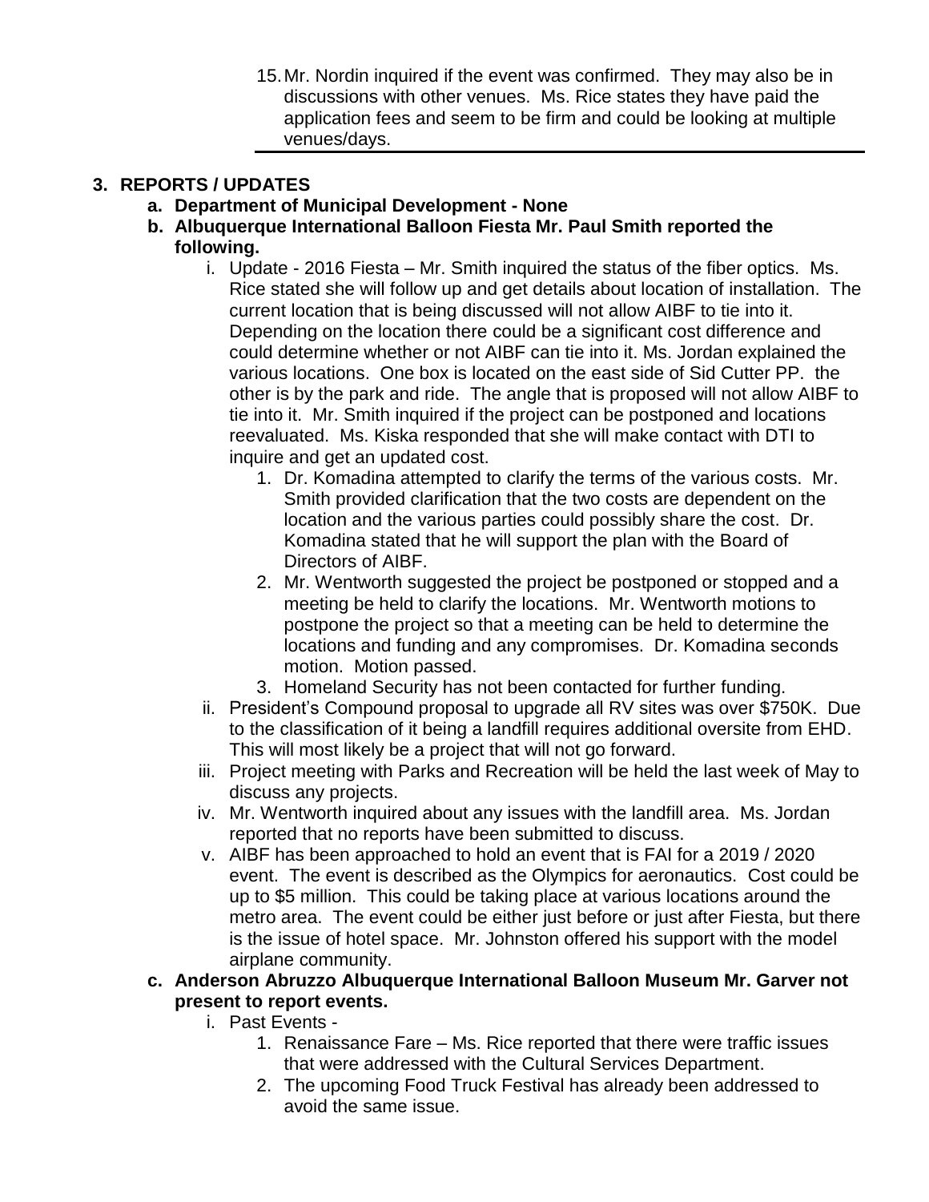15. Mr. Nordin inquired if the event was confirmed. They may also be in discussions with other venues. Ms. Rice states they have paid the application fees and seem to be firm and could be looking at multiple venues/days.

---

**3. REPORTS / UPDATES**

**a. Department of Municipal Development - None**

**b. Albuquerque International Balloon Fiesta Mr. Paul Smith reported the following.**

i. Update - 2016 Fiesta – Mr. Smith inquired the status of the fiber optics. Ms. Rice stated she will follow up and get details about location of installation. The current location that is being discussed will not allow AIBF to tie into it. Depending on the location there could be a significant cost difference and could determine whether or not AIBF can tie into it. Ms. Jordan explained the various locations. One box is located on the east side of Sid Cutter PP. the other is by the park and ride. The angle that is proposed will not allow AIBF to tie into it. Mr. Smith inquired if the project can be postponed and locations reevaluated. Ms. Kiska responded that she will make contact with DTI to inquire and get an updated cost.

1. Dr. Komadina attempted to clarify the terms of the various costs. Mr. Smith provided clarification that the two costs are dependent on the location and the various parties could possibly share the cost. Dr. Komadina stated that he will support the plan with the Board of Directors of AIBF.
2. Mr. Wentworth suggested the project be postponed or stopped and a meeting be held to clarify the locations. Mr. Wentworth motions to postpone the project so that a meeting can be held to determine the locations and funding and any compromises. Dr. Komadina seconds motion. Motion passed.
3. Homeland Security has not been contacted for further funding.

ii. President's Compound proposal to upgrade all RV sites was over $750K. Due to the classification of it being a landfill requires additional oversite from EHD. This will most likely be a project that will not go forward.

iii. Project meeting with Parks and Recreation will be held the last week of May to discuss any projects.

iv. Mr. Wentworth inquired about any issues with the landfill area. Ms. Jordan reported that no reports have been submitted to discuss.

v. AIBF has been approached to hold an event that is FAI for a 2019 / 2020 event. The event is described as the Olympics for aeronautics. Cost could be up to $5 million. This could be taking place at various locations around the metro area. The event could be either just before or just after Fiesta, but there is the issue of hotel space. Mr. Johnston offered his support with the model airplane community.

**c. Anderson Abruzzo Albuquerque International Balloon Museum Mr. Garver not present to report events.**

i. Past Events -

1. Renaissance Fare – Ms. Rice reported that there were traffic issues that were addressed with the Cultural Services Department.
2. The upcoming Food Truck Festival has already been addressed to avoid the same issue.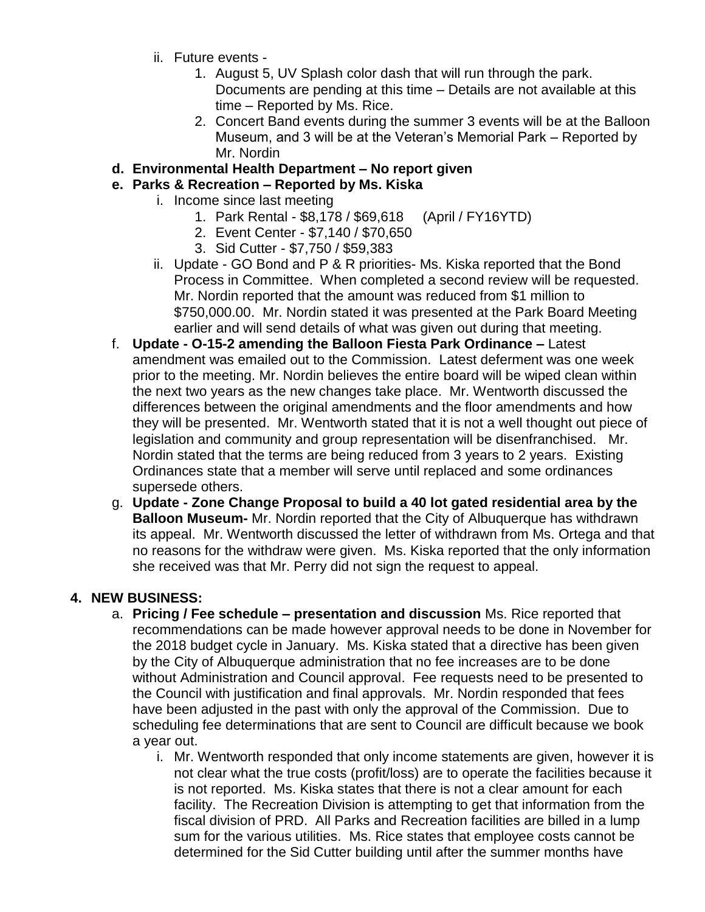ii. Future events -
      1. August 5, UV Splash color dash that will run through the park. Documents are pending at this time – Details are not available at this time – Reported by Ms. Rice.
      2. Concert Band events during the summer 3 events will be at the Balloon Museum, and 3 will be at the Veteran's Memorial Park – Reported by Mr. Nordin

**d. Environmental Health Department – No report given**

**e. Parks & Recreation – Reported by Ms. Kiska**

   i. Income since last meeting
      1. Park Rental - $8,178 / $69,618 (April / FY16YTD)
      2. Event Center - $7,140 / $70,650
      3. Sid Cutter - $7,750 / $59,383

   ii. Update - GO Bond and P & R priorities- Ms. Kiska reported that the Bond Process in Committee. When completed a second review will be requested. Mr. Nordin reported that the amount was reduced from $1 million to $750,000.00. Mr. Nordin stated it was presented at the Park Board Meeting earlier and will send details of what was given out during that meeting.

f. **Update - O-15-2 amending the Balloon Fiesta Park Ordinance –** Latest amendment was emailed out to the Commission. Latest deferment was one week prior to the meeting. Mr. Nordin believes the entire board will be wiped clean within the next two years as the new changes take place. Mr. Wentworth discussed the differences between the original amendments and the floor amendments and how they will be presented. Mr. Wentworth stated that it is not a well thought out piece of legislation and community and group representation will be disenfranchised. Mr. Nordin stated that the terms are being reduced from 3 years to 2 years. Existing Ordinances state that a member will serve until replaced and some ordinances supersede others.

g. **Update - Zone Change Proposal to build a 40 lot gated residential area by the Balloon Museum-** Mr. Nordin reported that the City of Albuquerque has withdrawn its appeal. Mr. Wentworth discussed the letter of withdrawn from Ms. Ortega and that no reasons for the withdraw were given. Ms. Kiska reported that the only information she received was that Mr. Perry did not sign the request to appeal.

**4. NEW BUSINESS:**

a. **Pricing / Fee schedule – presentation and discussion** Ms. Rice reported that recommendations can be made however approval needs to be done in November for the 2018 budget cycle in January. Ms. Kiska stated that a directive has been given by the City of Albuquerque administration that no fee increases are to be done without Administration and Council approval. Fee requests need to be presented to the Council with justification and final approvals. Mr. Nordin responded that fees have been adjusted in the past with only the approval of the Commission. Due to scheduling fee determinations that are sent to Council are difficult because we book a year out.

   i. Mr. Wentworth responded that only income statements are given, however it is not clear what the true costs (profit/loss) are to operate the facilities because it is not reported. Ms. Kiska states that there is not a clear amount for each facility. The Recreation Division is attempting to get that information from the fiscal division of PRD. All Parks and Recreation facilities are billed in a lump sum for the various utilities. Ms. Rice states that employee costs cannot be determined for the Sid Cutter building until after the summer months have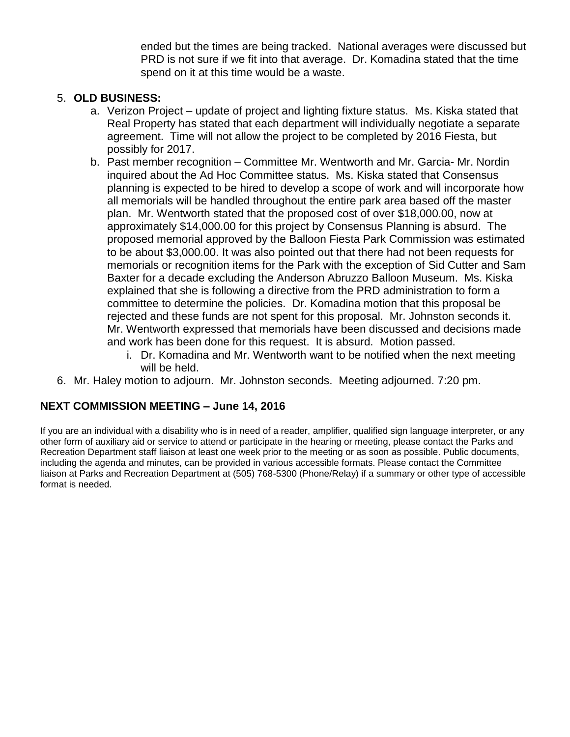ended but the times are being tracked. National averages were discussed but PRD is not sure if we fit into that average. Dr. Komadina stated that the time spend on it at this time would be a waste.

5. **OLD BUSINESS:**
   a. Verizon Project – update of project and lighting fixture status. Ms. Kiska stated that Real Property has stated that each department will individually negotiate a separate agreement. Time will not allow the project to be completed by 2016 Fiesta, but possibly for 2017.
   b. Past member recognition – Committee Mr. Wentworth and Mr. Garcia- Mr. Nordin inquired about the Ad Hoc Committee status. Ms. Kiska stated that Consensus planning is expected to be hired to develop a scope of work and will incorporate how all memorials will be handled throughout the entire park area based off the master plan. Mr. Wentworth stated that the proposed cost of over $18,000.00, now at approximately $14,000.00 for this project by Consensus Planning is absurd. The proposed memorial approved by the Balloon Fiesta Park Commission was estimated to be about $3,000.00. It was also pointed out that there had not been requests for memorials or recognition items for the Park with the exception of Sid Cutter and Sam Baxter for a decade excluding the Anderson Abruzzo Balloon Museum. Ms. Kiska explained that she is following a directive from the PRD administration to form a committee to determine the policies. Dr. Komadina motion that this proposal be rejected and these funds are not spent for this proposal. Mr. Johnston seconds it. Mr. Wentworth expressed that memorials have been discussed and decisions made and work has been done for this request. It is absurd. Motion passed.
      i. Dr. Komadina and Mr. Wentworth want to be notified when the next meeting will be held.
6. Mr. Haley motion to adjourn. Mr. Johnston seconds. Meeting adjourned. 7:20 pm.

## NEXT COMMISSION MEETING – June 14, 2016

If you are an individual with a disability who is in need of a reader, amplifier, qualified sign language interpreter, or any other form of auxiliary aid or service to attend or participate in the hearing or meeting, please contact the Parks and Recreation Department staff liaison at least one week prior to the meeting or as soon as possible. Public documents, including the agenda and minutes, can be provided in various accessible formats. Please contact the Committee liaison at Parks and Recreation Department at (505) 768-5300 (Phone/Relay) if a summary or other type of accessible format is needed.